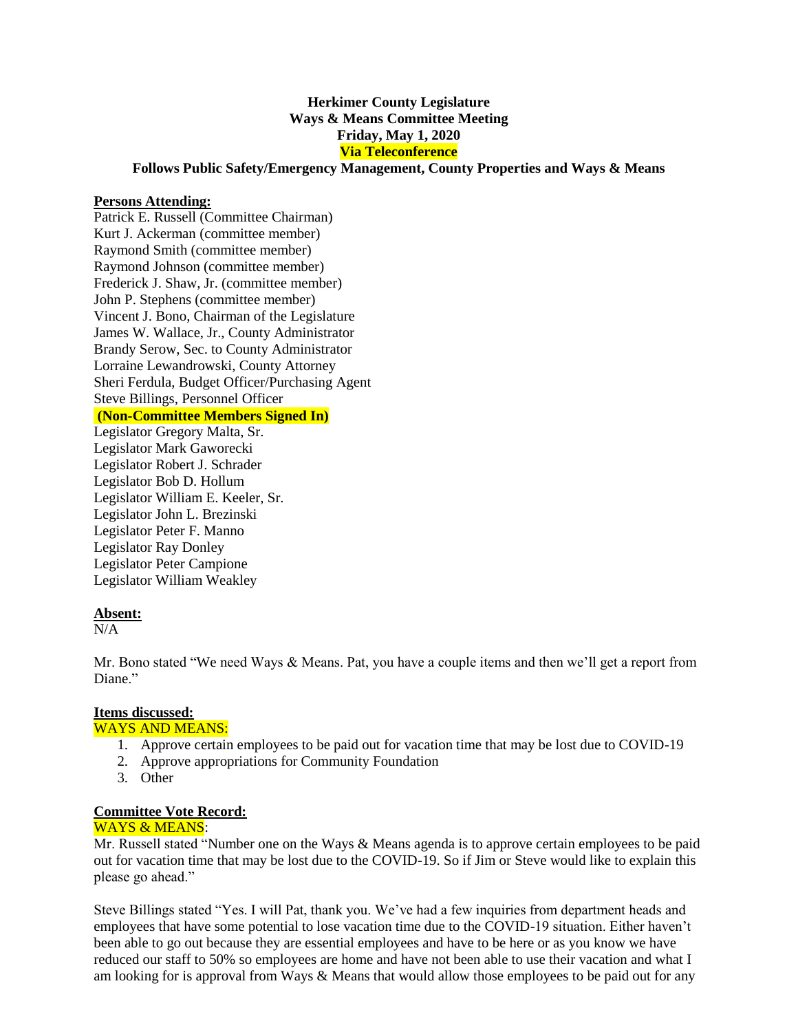**Herkimer County Legislature**
**Ways & Means Committee Meeting**
**Friday, May 1, 2020**
**Via Teleconference**
**Follows Public Safety/Emergency Management, County Properties and Ways & Means**

**Persons Attending:**

Patrick E. Russell (Committee Chairman)
Kurt J. Ackerman (committee member)
Raymond Smith (committee member)
Raymond Johnson (committee member)
Frederick J. Shaw, Jr. (committee member)
John P. Stephens (committee member)
Vincent J. Bono, Chairman of the Legislature
James W. Wallace, Jr., County Administrator
Brandy Serow, Sec. to County Administrator
Lorraine Lewandrowski, County Attorney
Sheri Ferdula, Budget Officer/Purchasing Agent
Steve Billings, Personnel Officer

**(Non-Committee Members Signed In)**

Legislator Gregory Malta, Sr.
Legislator Mark Gaworecki
Legislator Robert J. Schrader
Legislator Bob D. Hollum
Legislator William E. Keeler, Sr.
Legislator John L. Brezinski
Legislator Peter F. Manno
Legislator Ray Donley
Legislator Peter Campione
Legislator William Weakley

**Absent:**

N/A

Mr. Bono stated "We need Ways & Means. Pat, you have a couple items and then we'll get a report from Diane."

**Items discussed:**

WAYS AND MEANS:

1. Approve certain employees to be paid out for vacation time that may be lost due to COVID-19
2. Approve appropriations for Community Foundation
3. Other

**Committee Vote Record:**

WAYS & MEANS:

Mr. Russell stated "Number one on the Ways & Means agenda is to approve certain employees to be paid out for vacation time that may be lost due to the COVID-19. So if Jim or Steve would like to explain this please go ahead."

Steve Billings stated "Yes. I will Pat, thank you. We've had a few inquiries from department heads and employees that have some potential to lose vacation time due to the COVID-19 situation. Either haven't been able to go out because they are essential employees and have to be here or as you know we have reduced our staff to 50% so employees are home and have not been able to use their vacation and what I am looking for is approval from Ways & Means that would allow those employees to be paid out for any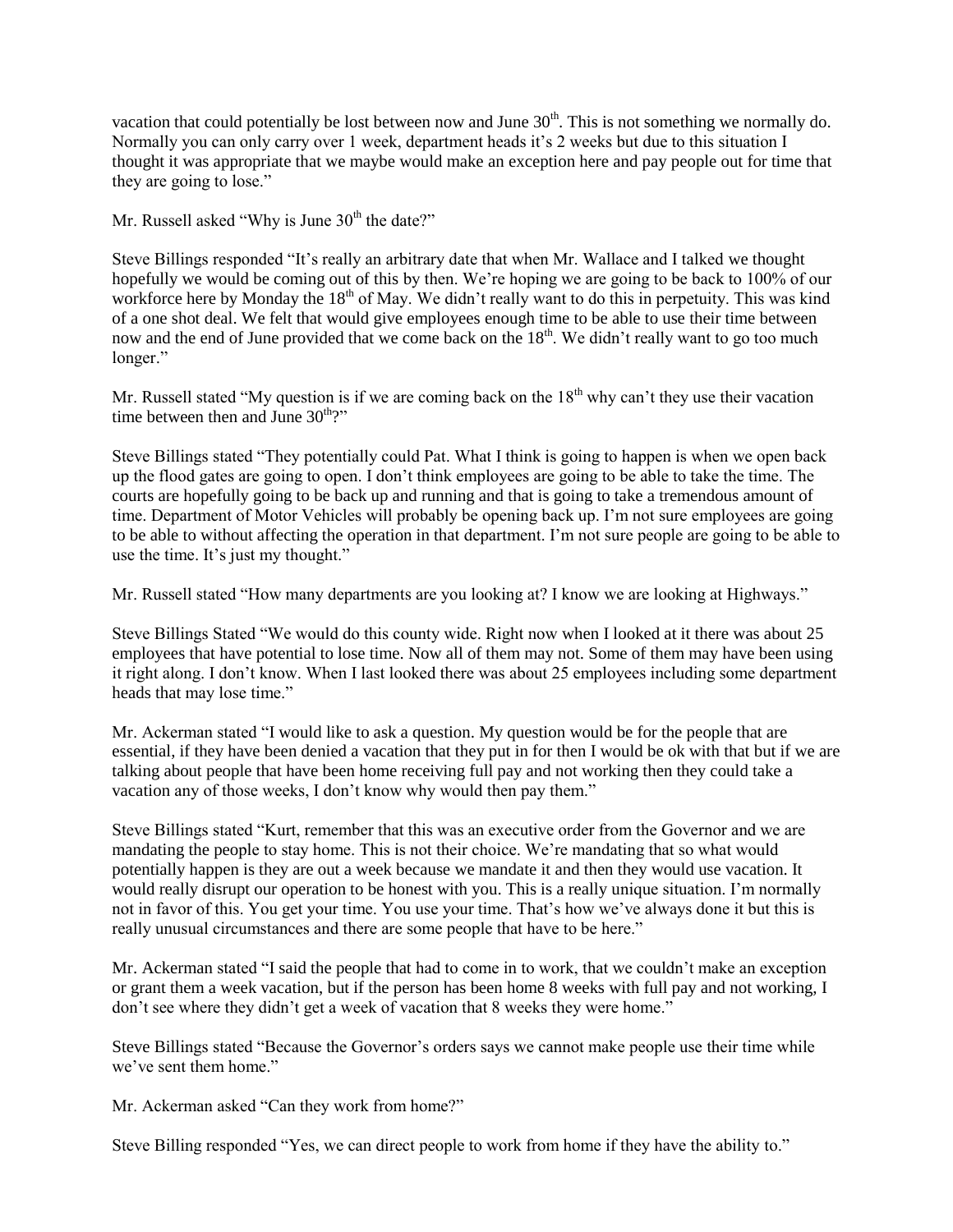vacation that could potentially be lost between now and June 30th. This is not something we normally do. Normally you can only carry over 1 week, department heads it's 2 weeks but due to this situation I thought it was appropriate that we maybe would make an exception here and pay people out for time that they are going to lose."

Mr. Russell asked "Why is June 30th the date?"

Steve Billings responded "It's really an arbitrary date that when Mr. Wallace and I talked we thought hopefully we would be coming out of this by then. We're hoping we are going to be back to 100% of our workforce here by Monday the 18th of May. We didn't really want to do this in perpetuity. This was kind of a one shot deal. We felt that would give employees enough time to be able to use their time between now and the end of June provided that we come back on the 18th. We didn't really want to go too much longer."

Mr. Russell stated "My question is if we are coming back on the 18th why can't they use their vacation time between then and June 30th?"

Steve Billings stated "They potentially could Pat. What I think is going to happen is when we open back up the flood gates are going to open. I don't think employees are going to be able to take the time. The courts are hopefully going to be back up and running and that is going to take a tremendous amount of time. Department of Motor Vehicles will probably be opening back up. I'm not sure employees are going to be able to without affecting the operation in that department. I'm not sure people are going to be able to use the time. It's just my thought."

Mr. Russell stated "How many departments are you looking at? I know we are looking at Highways."

Steve Billings Stated "We would do this county wide. Right now when I looked at it there was about 25 employees that have potential to lose time. Now all of them may not. Some of them may have been using it right along. I don't know. When I last looked there was about 25 employees including some department heads that may lose time."

Mr. Ackerman stated "I would like to ask a question. My question would be for the people that are essential, if they have been denied a vacation that they put in for then I would be ok with that but if we are talking about people that have been home receiving full pay and not working then they could take a vacation any of those weeks, I don't know why would then pay them."

Steve Billings stated "Kurt, remember that this was an executive order from the Governor and we are mandating the people to stay home. This is not their choice. We're mandating that so what would potentially happen is they are out a week because we mandate it and then they would use vacation. It would really disrupt our operation to be honest with you. This is a really unique situation. I'm normally not in favor of this. You get your time. You use your time. That's how we've always done it but this is really unusual circumstances and there are some people that have to be here."

Mr. Ackerman stated "I said the people that had to come in to work, that we couldn't make an exception or grant them a week vacation, but if the person has been home 8 weeks with full pay and not working, I don't see where they didn't get a week of vacation that 8 weeks they were home."

Steve Billings stated "Because the Governor's orders says we cannot make people use their time while we've sent them home."

Mr. Ackerman asked "Can they work from home?"

Steve Billing responded "Yes, we can direct people to work from home if they have the ability to."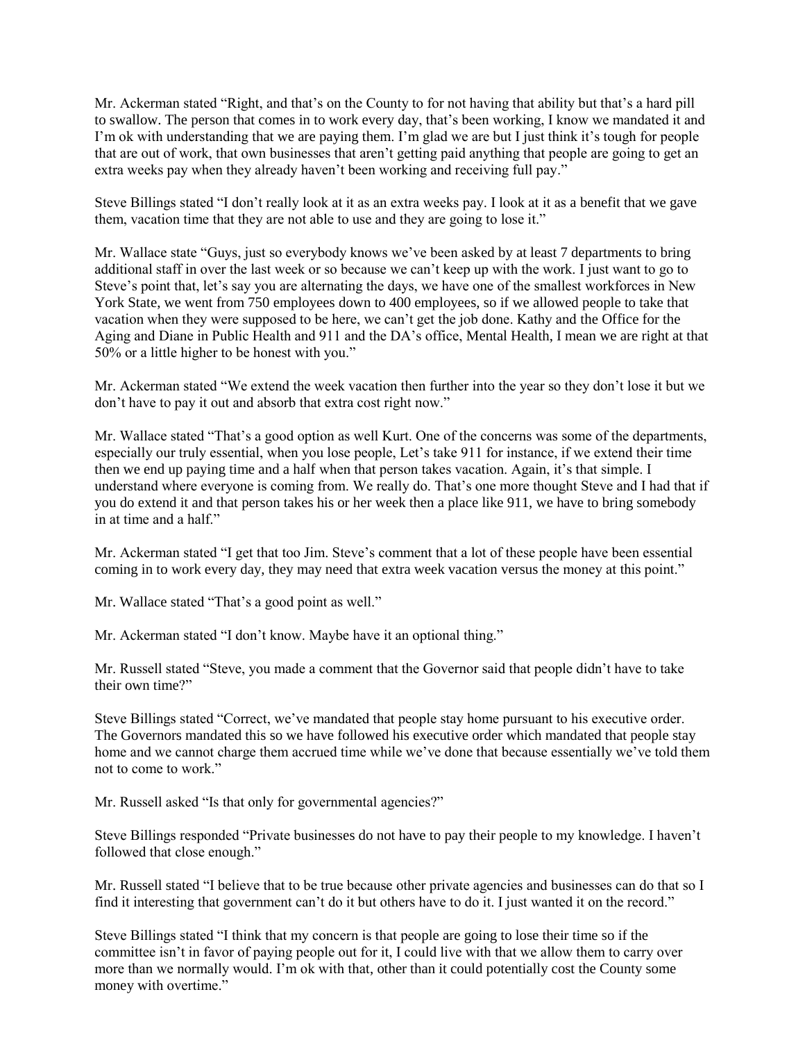Mr. Ackerman stated "Right, and that's on the County to for not having that ability but that's a hard pill to swallow. The person that comes in to work every day, that's been working, I know we mandated it and I'm ok with understanding that we are paying them. I'm glad we are but I just think it's tough for people that are out of work, that own businesses that aren't getting paid anything that people are going to get an extra weeks pay when they already haven't been working and receiving full pay."

Steve Billings stated "I don't really look at it as an extra weeks pay. I look at it as a benefit that we gave them, vacation time that they are not able to use and they are going to lose it."

Mr. Wallace state "Guys, just so everybody knows we've been asked by at least 7 departments to bring additional staff in over the last week or so because we can't keep up with the work. I just want to go to Steve's point that, let's say you are alternating the days, we have one of the smallest workforces in New York State, we went from 750 employees down to 400 employees, so if we allowed people to take that vacation when they were supposed to be here, we can't get the job done. Kathy and the Office for the Aging and Diane in Public Health and 911 and the DA's office, Mental Health, I mean we are right at that 50% or a little higher to be honest with you."

Mr. Ackerman stated "We extend the week vacation then further into the year so they don't lose it but we don't have to pay it out and absorb that extra cost right now."

Mr. Wallace stated "That's a good option as well Kurt. One of the concerns was some of the departments, especially our truly essential, when you lose people, Let's take 911 for instance, if we extend their time then we end up paying time and a half when that person takes vacation. Again, it's that simple. I understand where everyone is coming from. We really do. That's one more thought Steve and I had that if you do extend it and that person takes his or her week then a place like 911, we have to bring somebody in at time and a half."

Mr. Ackerman stated "I get that too Jim. Steve's comment that a lot of these people have been essential coming in to work every day, they may need that extra week vacation versus the money at this point."

Mr. Wallace stated "That's a good point as well."

Mr. Ackerman stated "I don't know. Maybe have it an optional thing."

Mr. Russell stated "Steve, you made a comment that the Governor said that people didn't have to take their own time?"

Steve Billings stated "Correct, we've mandated that people stay home pursuant to his executive order. The Governors mandated this so we have followed his executive order which mandated that people stay home and we cannot charge them accrued time while we've done that because essentially we've told them not to come to work."

Mr. Russell asked "Is that only for governmental agencies?"

Steve Billings responded "Private businesses do not have to pay their people to my knowledge. I haven't followed that close enough."

Mr. Russell stated "I believe that to be true because other private agencies and businesses can do that so I find it interesting that government can't do it but others have to do it. I just wanted it on the record."

Steve Billings stated "I think that my concern is that people are going to lose their time so if the committee isn't in favor of paying people out for it, I could live with that we allow them to carry over more than we normally would. I'm ok with that, other than it could potentially cost the County some money with overtime."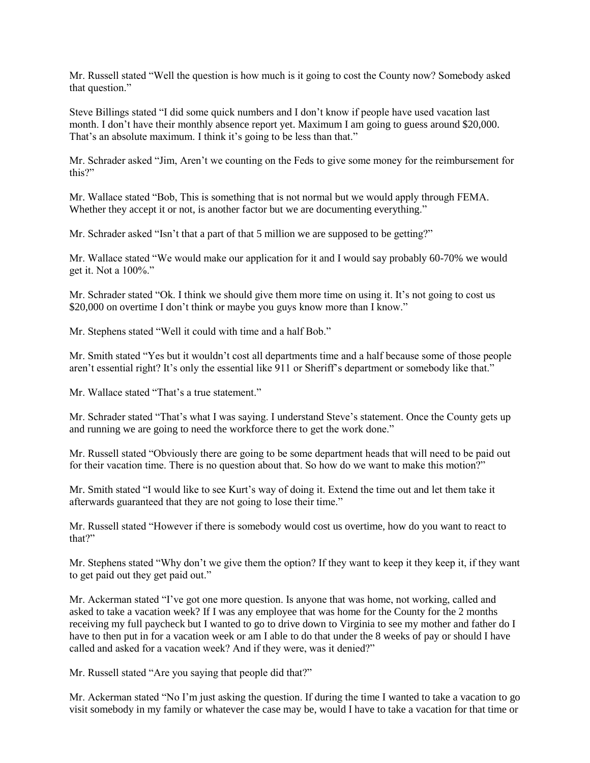Mr. Russell stated "Well the question is how much is it going to cost the County now? Somebody asked that question."

Steve Billings stated "I did some quick numbers and I don't know if people have used vacation last month. I don't have their monthly absence report yet. Maximum I am going to guess around $20,000. That's an absolute maximum. I think it's going to be less than that."

Mr. Schrader asked "Jim, Aren't we counting on the Feds to give some money for the reimbursement for this?"

Mr. Wallace stated "Bob, This is something that is not normal but we would apply through FEMA. Whether they accept it or not, is another factor but we are documenting everything."

Mr. Schrader asked "Isn't that a part of that 5 million we are supposed to be getting?"

Mr. Wallace stated "We would make our application for it and I would say probably 60-70% we would get it. Not a 100%."

Mr. Schrader stated "Ok. I think we should give them more time on using it. It's not going to cost us $20,000 on overtime I don't think or maybe you guys know more than I know."

Mr. Stephens stated "Well it could with time and a half Bob."

Mr. Smith stated "Yes but it wouldn't cost all departments time and a half because some of those people aren't essential right? It's only the essential like 911 or Sheriff's department or somebody like that."

Mr. Wallace stated "That's a true statement."

Mr. Schrader stated "That's what I was saying. I understand Steve's statement. Once the County gets up and running we are going to need the workforce there to get the work done."

Mr. Russell stated "Obviously there are going to be some department heads that will need to be paid out for their vacation time. There is no question about that. So how do we want to make this motion?"

Mr. Smith stated "I would like to see Kurt's way of doing it. Extend the time out and let them take it afterwards guaranteed that they are not going to lose their time."

Mr. Russell stated "However if there is somebody would cost us overtime, how do you want to react to that?"

Mr. Stephens stated "Why don't we give them the option? If they want to keep it they keep it, if they want to get paid out they get paid out."

Mr. Ackerman stated "I've got one more question. Is anyone that was home, not working, called and asked to take a vacation week? If I was any employee that was home for the County for the 2 months receiving my full paycheck but I wanted to go to drive down to Virginia to see my mother and father do I have to then put in for a vacation week or am I able to do that under the 8 weeks of pay or should I have called and asked for a vacation week? And if they were, was it denied?"

Mr. Russell stated "Are you saying that people did that?"

Mr. Ackerman stated "No I'm just asking the question. If during the time I wanted to take a vacation to go visit somebody in my family or whatever the case may be, would I have to take a vacation for that time or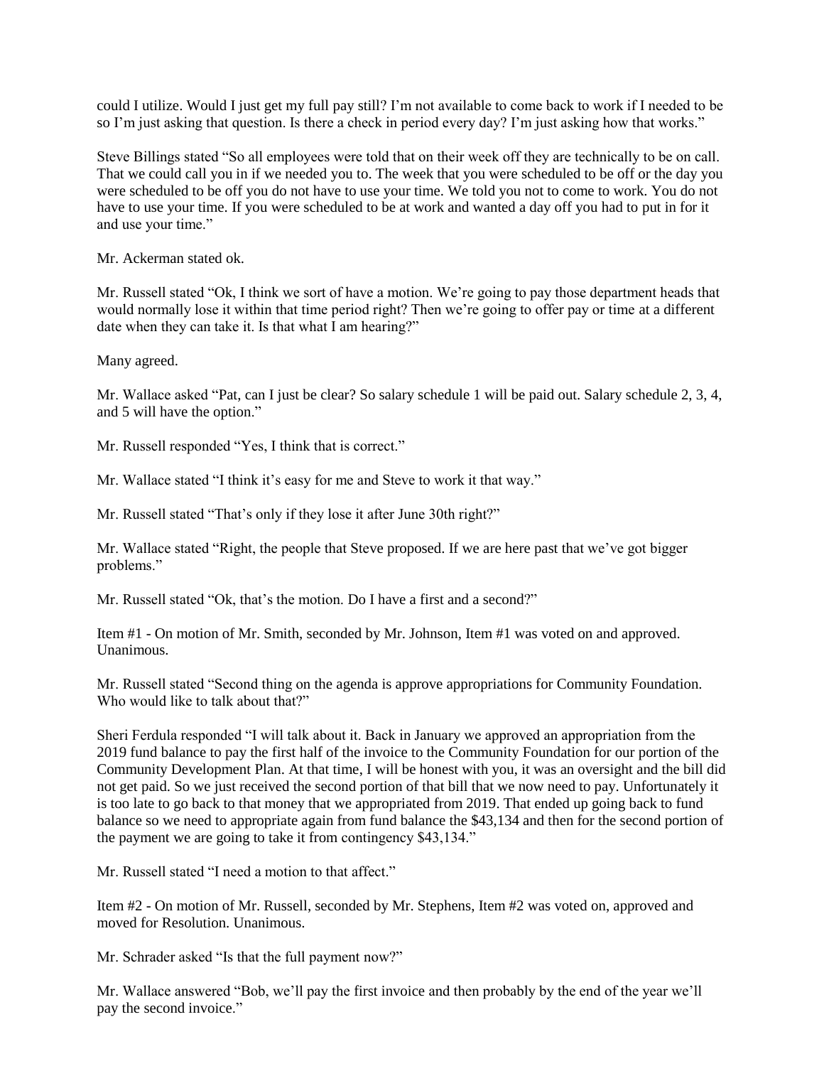could I utilize. Would I just get my full pay still? I'm not available to come back to work if I needed to be so I'm just asking that question. Is there a check in period every day? I'm just asking how that works."

Steve Billings stated "So all employees were told that on their week off they are technically to be on call. That we could call you in if we needed you to. The week that you were scheduled to be off or the day you were scheduled to be off you do not have to use your time. We told you not to come to work. You do not have to use your time. If you were scheduled to be at work and wanted a day off you had to put in for it and use your time."

Mr. Ackerman stated ok.

Mr. Russell stated "Ok, I think we sort of have a motion. We're going to pay those department heads that would normally lose it within that time period right? Then we're going to offer pay or time at a different date when they can take it. Is that what I am hearing?"

Many agreed.

Mr. Wallace asked "Pat, can I just be clear? So salary schedule 1 will be paid out. Salary schedule 2, 3, 4, and 5 will have the option."

Mr. Russell responded "Yes, I think that is correct."

Mr. Wallace stated "I think it's easy for me and Steve to work it that way."

Mr. Russell stated "That's only if they lose it after June 30th right?"

Mr. Wallace stated "Right, the people that Steve proposed. If we are here past that we've got bigger problems."

Mr. Russell stated "Ok, that's the motion. Do I have a first and a second?"

Item #1 - On motion of Mr. Smith, seconded by Mr. Johnson, Item #1 was voted on and approved. Unanimous.

Mr. Russell stated "Second thing on the agenda is approve appropriations for Community Foundation. Who would like to talk about that?"

Sheri Ferdula responded "I will talk about it. Back in January we approved an appropriation from the 2019 fund balance to pay the first half of the invoice to the Community Foundation for our portion of the Community Development Plan. At that time, I will be honest with you, it was an oversight and the bill did not get paid. So we just received the second portion of that bill that we now need to pay. Unfortunately it is too late to go back to that money that we appropriated from 2019. That ended up going back to fund balance so we need to appropriate again from fund balance the $43,134 and then for the second portion of the payment we are going to take it from contingency $43,134."

Mr. Russell stated "I need a motion to that affect."

Item #2 - On motion of Mr. Russell, seconded by Mr. Stephens, Item #2 was voted on, approved and moved for Resolution. Unanimous.

Mr. Schrader asked "Is that the full payment now?"

Mr. Wallace answered "Bob, we'll pay the first invoice and then probably by the end of the year we'll pay the second invoice."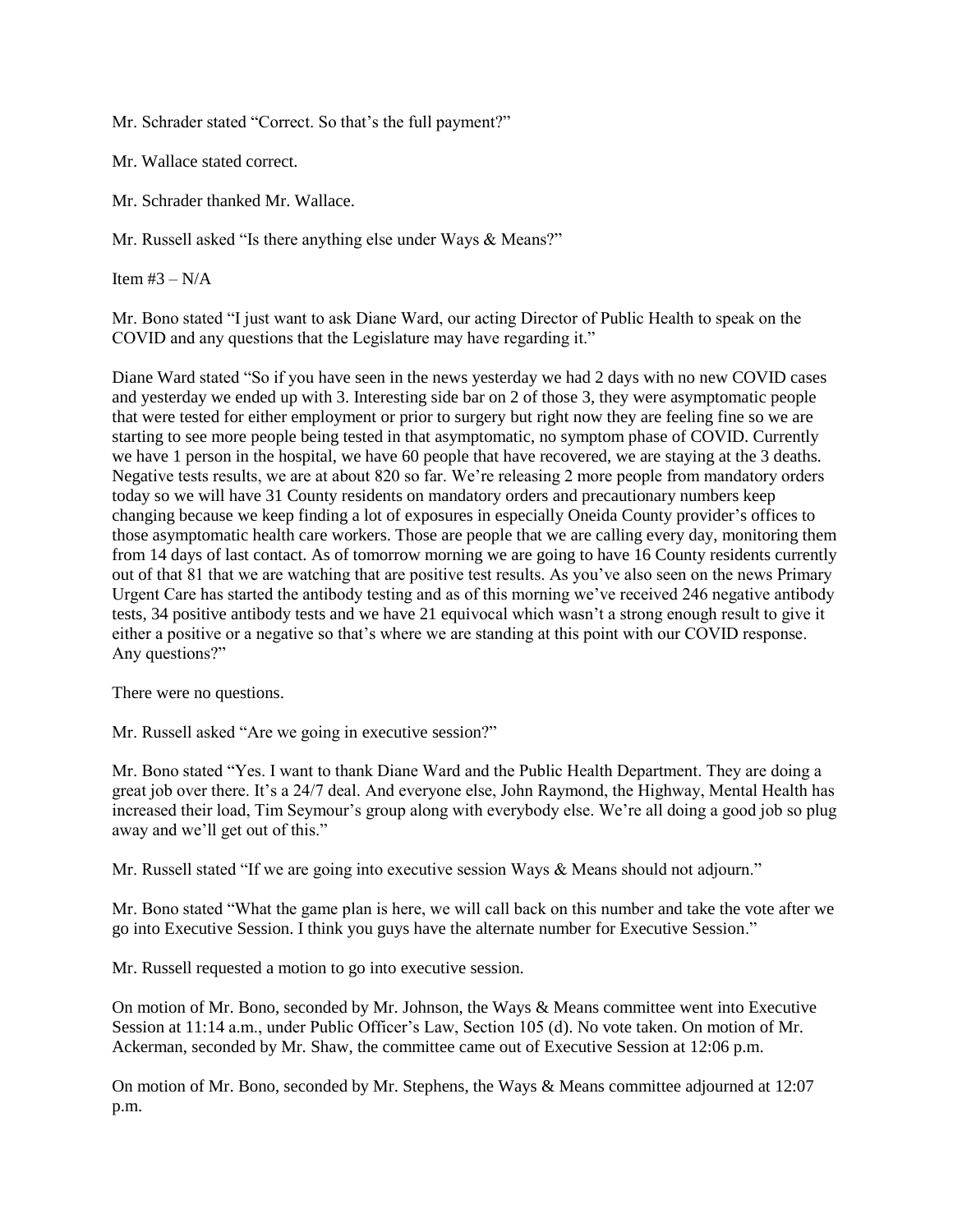Mr. Schrader stated "Correct. So that's the full payment?"

Mr. Wallace stated correct.

Mr. Schrader thanked Mr. Wallace.

Mr. Russell asked "Is there anything else under Ways & Means?"

Item #3 – N/A

Mr. Bono stated "I just want to ask Diane Ward, our acting Director of Public Health to speak on the COVID and any questions that the Legislature may have regarding it."

Diane Ward stated "So if you have seen in the news yesterday we had 2 days with no new COVID cases and yesterday we ended up with 3. Interesting side bar on 2 of those 3, they were asymptomatic people that were tested for either employment or prior to surgery but right now they are feeling fine so we are starting to see more people being tested in that asymptomatic, no symptom phase of COVID. Currently we have 1 person in the hospital, we have 60 people that have recovered, we are staying at the 3 deaths. Negative tests results, we are at about 820 so far. We're releasing 2 more people from mandatory orders today so we will have 31 County residents on mandatory orders and precautionary numbers keep changing because we keep finding a lot of exposures in especially Oneida County provider's offices to those asymptomatic health care workers. Those are people that we are calling every day, monitoring them from 14 days of last contact. As of tomorrow morning we are going to have 16 County residents currently out of that 81 that we are watching that are positive test results. As you've also seen on the news Primary Urgent Care has started the antibody testing and as of this morning we've received 246 negative antibody tests, 34 positive antibody tests and we have 21 equivocal which wasn't a strong enough result to give it either a positive or a negative so that's where we are standing at this point with our COVID response. Any questions?"

There were no questions.

Mr. Russell asked "Are we going in executive session?"

Mr. Bono stated "Yes. I want to thank Diane Ward and the Public Health Department. They are doing a great job over there. It's a 24/7 deal. And everyone else, John Raymond, the Highway, Mental Health has increased their load, Tim Seymour's group along with everybody else. We're all doing a good job so plug away and we'll get out of this."

Mr. Russell stated "If we are going into executive session Ways & Means should not adjourn."

Mr. Bono stated "What the game plan is here, we will call back on this number and take the vote after we go into Executive Session. I think you guys have the alternate number for Executive Session."

Mr. Russell requested a motion to go into executive session.

On motion of Mr. Bono, seconded by Mr. Johnson, the Ways & Means committee went into Executive Session at 11:14 a.m., under Public Officer's Law, Section 105 (d). No vote taken. On motion of Mr. Ackerman, seconded by Mr. Shaw, the committee came out of Executive Session at 12:06 p.m.

On motion of Mr. Bono, seconded by Mr. Stephens, the Ways & Means committee adjourned at 12:07 p.m.